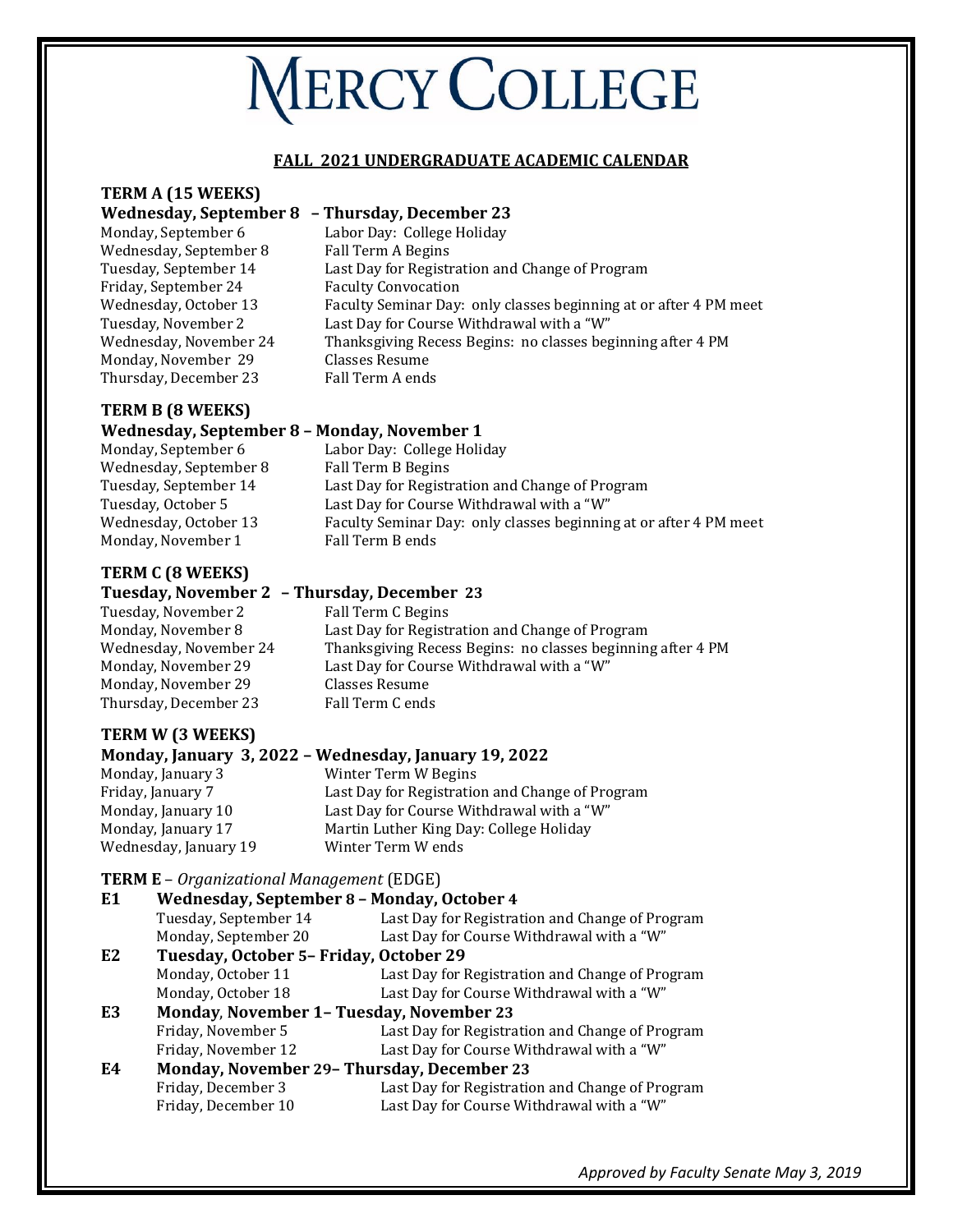# MERCY COLLEGE

## FALL 2021 UNDERGRADUATE ACADEMIC CALENDAR

### TERM A (15 WEEKS)

**Wednesday, September 8 – Thursday, December 23**

| | |
|---|---|
| Monday, September 6 | Labor Day: College Holiday |
| Wednesday, September 8 | Fall Term A Begins |
| Tuesday, September 14 | Last Day for Registration and Change of Program |
| Friday, September 24 | Faculty Convocation |
| Wednesday, October 13 | Faculty Seminar Day: only classes beginning at or after 4 PM meet |
| Tuesday, November 2 | Last Day for Course Withdrawal with a "W" |
| Wednesday, November 24 | Thanksgiving Recess Begins: no classes beginning after 4 PM |
| Monday, November 29 | Classes Resume |
| Thursday, December 23 | Fall Term A ends |

### TERM B (8 WEEKS)

**Wednesday, September 8 – Monday, November 1**

| | |
|---|---|
| Monday, September 6 | Labor Day: College Holiday |
| Wednesday, September 8 | Fall Term B Begins |
| Tuesday, September 14 | Last Day for Registration and Change of Program |
| Tuesday, October 5 | Last Day for Course Withdrawal with a "W" |
| Wednesday, October 13 | Faculty Seminar Day: only classes beginning at or after 4 PM meet |
| Monday, November 1 | Fall Term B ends |

### TERM C (8 WEEKS)

**Tuesday, November 2 – Thursday, December 23**

| | |
|---|---|
| Tuesday, November 2 | Fall Term C Begins |
| Monday, November 8 | Last Day for Registration and Change of Program |
| Wednesday, November 24 | Thanksgiving Recess Begins: no classes beginning after 4 PM |
| Monday, November 29 | Last Day for Course Withdrawal with a "W" |
| Monday, November 29 | Classes Resume |
| Thursday, December 23 | Fall Term C ends |

### TERM W (3 WEEKS)

**Monday, January 3, 2022 – Wednesday, January 19, 2022**

| | |
|---|---|
| Monday, January 3 | Winter Term W Begins |
| Friday, January 7 | Last Day for Registration and Change of Program |
| Monday, January 10 | Last Day for Course Withdrawal with a "W" |
| Monday, January 17 | Martin Luther King Day: College Holiday |
| Wednesday, January 19 | Winter Term W ends |

### TERM E – *Organizational Management* (EDGE)

**E1 Wednesday, September 8 – Monday, October 4**

| | |
|---|---|
| Tuesday, September 14 | Last Day for Registration and Change of Program |
| Monday, September 20 | Last Day for Course Withdrawal with a "W" |

**E2 Tuesday, October 5– Friday, October 29**

| | |
|---|---|
| Monday, October 11 | Last Day for Registration and Change of Program |
| Monday, October 18 | Last Day for Course Withdrawal with a "W" |

**E3 Monday, November 1– Tuesday, November 23**

| | |
|---|---|
| Friday, November 5 | Last Day for Registration and Change of Program |
| Friday, November 12 | Last Day for Course Withdrawal with a "W" |

**E4 Monday, November 29– Thursday, December 23**

| | |
|---|---|
| Friday, December 3 | Last Day for Registration and Change of Program |
| Friday, December 10 | Last Day for Course Withdrawal with a "W" |

*Approved by Faculty Senate May 3, 2019*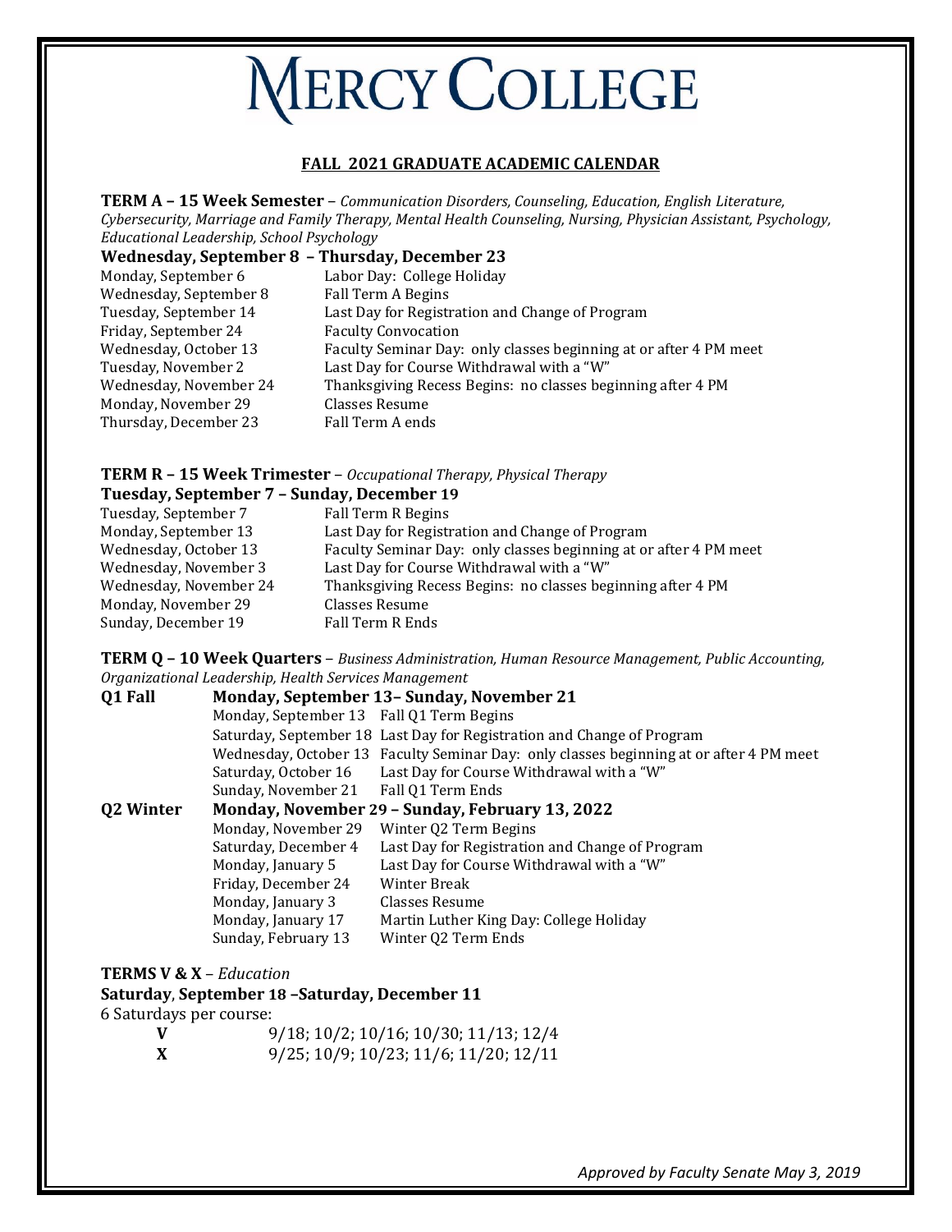# MERCY COLLEGE

## FALL 2021 GRADUATE ACADEMIC CALENDAR

**TERM A – 15 Week Semester** – *Communication Disorders, Counseling, Education, English Literature, Cybersecurity, Marriage and Family Therapy, Mental Health Counseling, Nursing, Physician Assistant, Psychology, Educational Leadership, School Psychology*

**Wednesday, September 8 – Thursday, December 23**

| | |
|---|---|
| Monday, September 6 | Labor Day: College Holiday |
| Wednesday, September 8 | Fall Term A Begins |
| Tuesday, September 14 | Last Day for Registration and Change of Program |
| Friday, September 24 | Faculty Convocation |
| Wednesday, October 13 | Faculty Seminar Day: only classes beginning at or after 4 PM meet |
| Tuesday, November 2 | Last Day for Course Withdrawal with a "W" |
| Wednesday, November 24 | Thanksgiving Recess Begins: no classes beginning after 4 PM |
| Monday, November 29 | Classes Resume |
| Thursday, December 23 | Fall Term A ends |

**TERM R – 15 Week Trimester** – *Occupational Therapy, Physical Therapy*

**Tuesday, September 7 – Sunday, December 19**

| | |
|---|---|
| Tuesday, September 7 | Fall Term R Begins |
| Monday, September 13 | Last Day for Registration and Change of Program |
| Wednesday, October 13 | Faculty Seminar Day: only classes beginning at or after 4 PM meet |
| Wednesday, November 3 | Last Day for Course Withdrawal with a "W" |
| Wednesday, November 24 | Thanksgiving Recess Begins: no classes beginning after 4 PM |
| Monday, November 29 | Classes Resume |
| Sunday, December 19 | Fall Term R Ends |

**TERM Q – 10 Week Quarters** – *Business Administration, Human Resource Management, Public Accounting, Organizational Leadership, Health Services Management*

**Q1 Fall** **Monday, September 13– Sunday, November 21**

| | |
|---|---|
| Monday, September 13 | Fall Q1 Term Begins |
| Saturday, September 18 | Last Day for Registration and Change of Program |
| Wednesday, October 13 | Faculty Seminar Day: only classes beginning at or after 4 PM meet |
| Saturday, October 16 | Last Day for Course Withdrawal with a "W" |
| Sunday, November 21 | Fall Q1 Term Ends |

**Q2 Winter** **Monday, November 29 – Sunday, February 13, 2022**

| | |
|---|---|
| Monday, November 29 | Winter Q2 Term Begins |
| Saturday, December 4 | Last Day for Registration and Change of Program |
| Monday, January 5 | Last Day for Course Withdrawal with a "W" |
| Friday, December 24 | Winter Break |
| Monday, January 3 | Classes Resume |
| Monday, January 17 | Martin Luther King Day: College Holiday |
| Sunday, February 13 | Winter Q2 Term Ends |

**TERMS V & X** – *Education*

**Saturday, September 18 –Saturday, December 11**

6 Saturdays per course:

| | |
|---|---|
| **V** | 9/18; 10/2; 10/16; 10/30; 11/13; 12/4 |
| **X** | 9/25; 10/9; 10/23; 11/6; 11/20; 12/11 |

*Approved by Faculty Senate May 3, 2019*